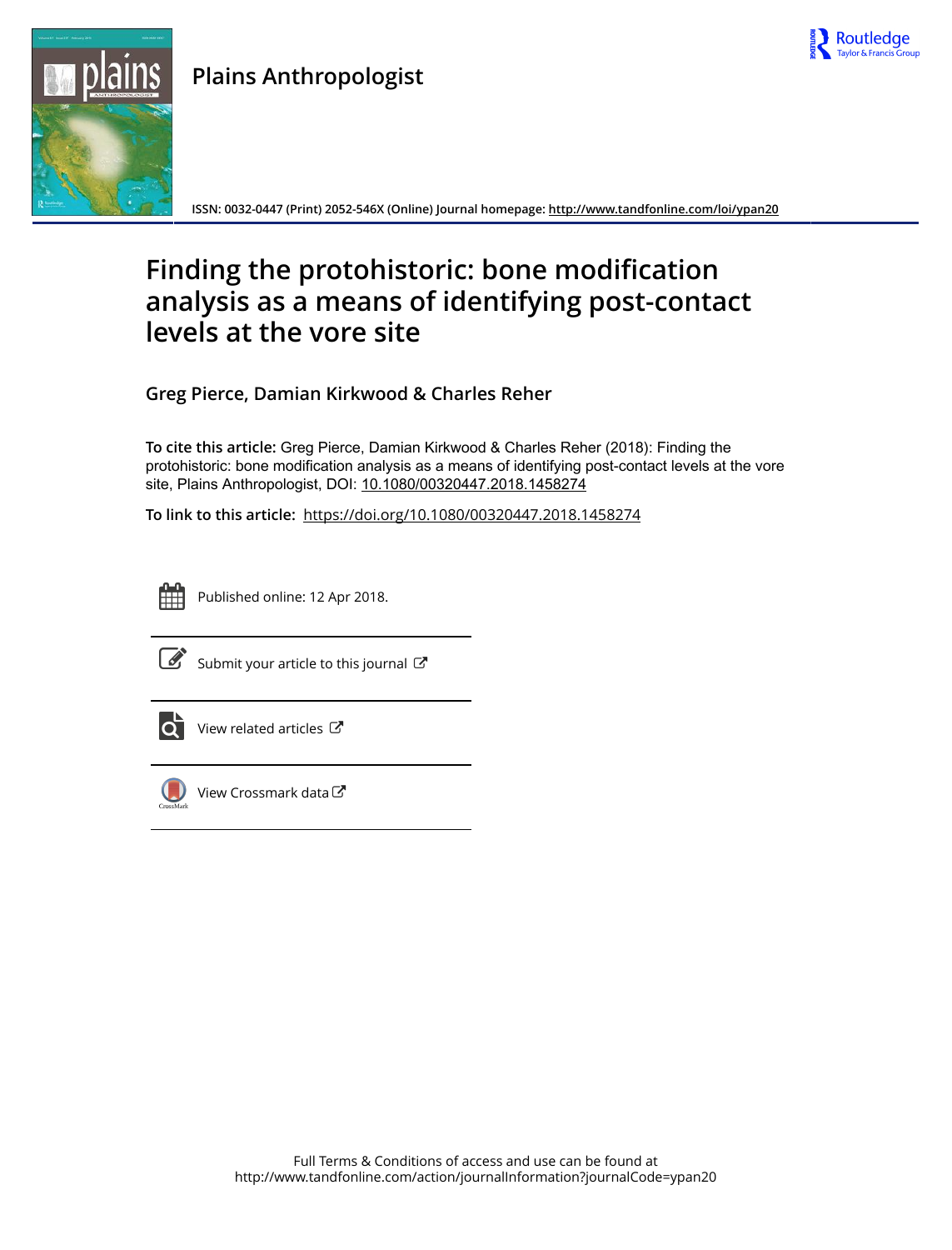**Plains Anthropologist**

ISSN: 0032-0447 (Print) 2052-546X (Online) Journal homepage: http://www.tandfonline.com/loi/ypan20

# Finding the protohistoric: bone modification analysis as a means of identifying post-contact levels at the vore site

**Greg Pierce, Damian Kirkwood & Charles Reher**

**To cite this article:** Greg Pierce, Damian Kirkwood & Charles Reher (2018): Finding the protohistoric: bone modification analysis as a means of identifying post-contact levels at the vore site, Plains Anthropologist, DOI: 10.1080/00320447.2018.1458274

**To link to this article:** https://doi.org/10.1080/00320447.2018.1458274

Published online: 12 Apr 2018.

Submit your article to this journal

View related articles

View Crossmark data

Full Terms & Conditions of access and use can be found at http://www.tandfonline.com/action/journalInformation?journalCode=ypan20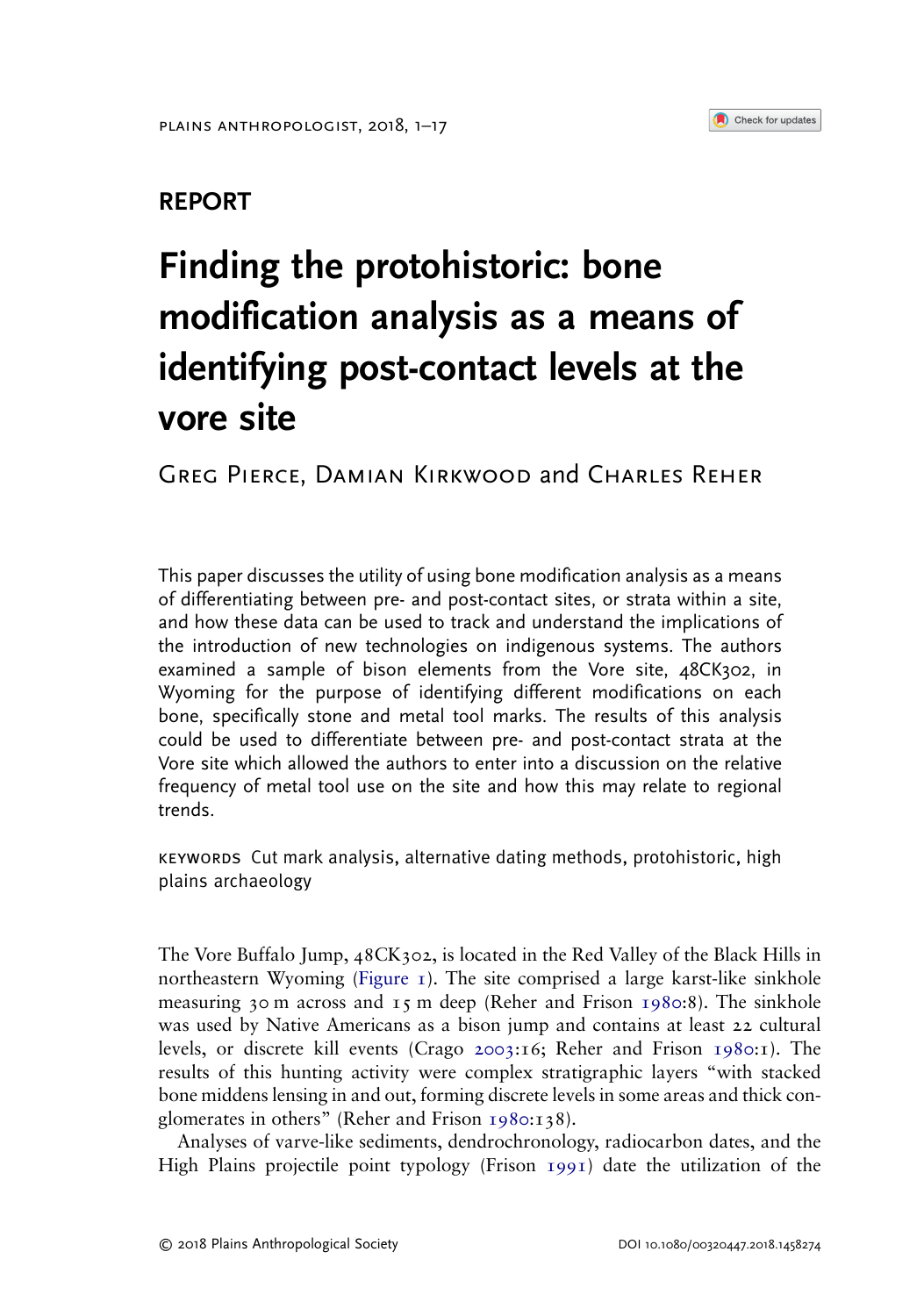## REPORT

# Finding the protohistoric: bone modification analysis as a means of identifying post-contact levels at the vore site

Greg Pierce, Damian Kirkwood and Charles Reher

This paper discusses the utility of using bone modification analysis as a means of differentiating between pre- and post-contact sites, or strata within a site, and how these data can be used to track and understand the implications of the introduction of new technologies on indigenous systems. The authors examined a sample of bison elements from the Vore site, 48CK302, in Wyoming for the purpose of identifying different modifications on each bone, specifically stone and metal tool marks. The results of this analysis could be used to differentiate between pre- and post-contact strata at the Vore site which allowed the authors to enter into a discussion on the relative frequency of metal tool use on the site and how this may relate to regional trends.

KEYWORDS Cut mark analysis, alternative dating methods, protohistoric, high plains archaeology

The Vore Buffalo Jump, 48CK302, is located in the Red Valley of the Black Hills in northeastern Wyoming (Figure 1). The site comprised a large karst-like sinkhole measuring 30 m across and 15 m deep (Reher and Frison 1980:8). The sinkhole was used by Native Americans as a bison jump and contains at least 22 cultural levels, or discrete kill events (Crago 2003:16; Reher and Frison 1980:1). The results of this hunting activity were complex stratigraphic layers "with stacked bone middens lensing in and out, forming discrete levels in some areas and thick conglomerates in others" (Reher and Frison 1980:138).

Analyses of varve-like sediments, dendrochronology, radiocarbon dates, and the High Plains projectile point typology (Frison 1991) date the utilization of the

© 2018 Plains Anthropological Society DOI 10.1080/00320447.2018.1458274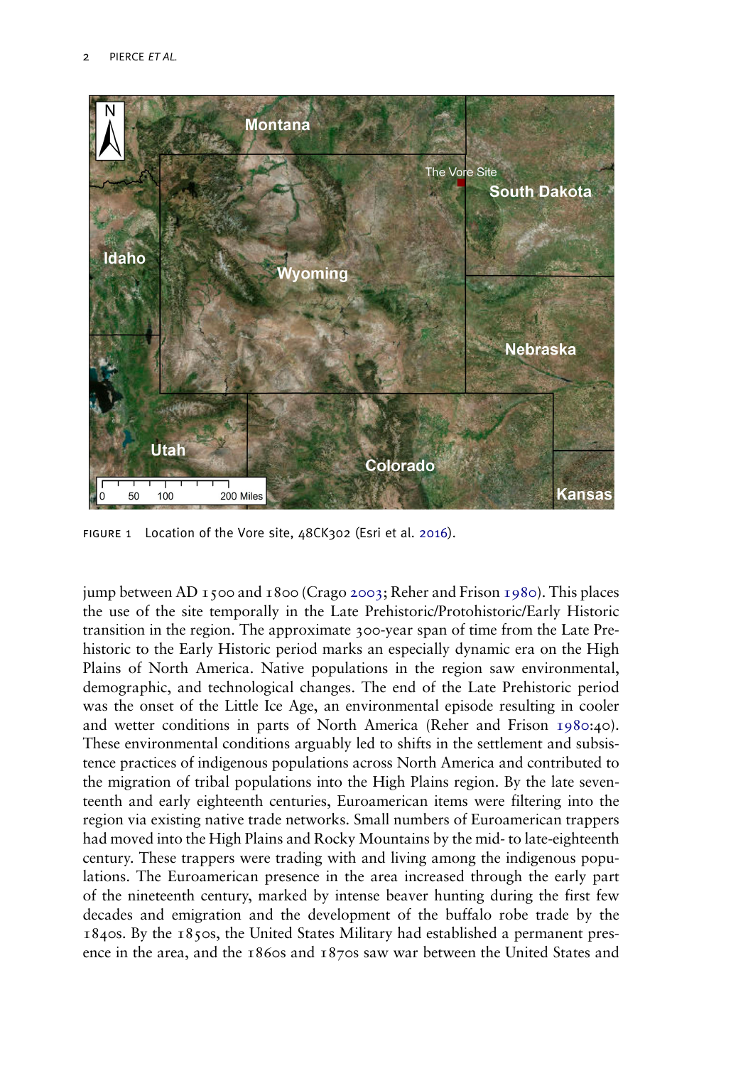FIGURE 1 Location of the Vore site, 48CK302 (Esri et al. 2016).

jump between AD 1500 and 1800 (Crago 2003; Reher and Frison 1980). This places the use of the site temporally in the Late Prehistoric/Protohistoric/Early Historic transition in the region. The approximate 300-year span of time from the Late Prehistoric to the Early Historic period marks an especially dynamic era on the High Plains of North America. Native populations in the region saw environmental, demographic, and technological changes. The end of the Late Prehistoric period was the onset of the Little Ice Age, an environmental episode resulting in cooler and wetter conditions in parts of North America (Reher and Frison 1980:40). These environmental conditions arguably led to shifts in the settlement and subsistence practices of indigenous populations across North America and contributed to the migration of tribal populations into the High Plains region. By the late seventeenth and early eighteenth centuries, Euroamerican items were filtering into the region via existing native trade networks. Small numbers of Euroamerican trappers had moved into the High Plains and Rocky Mountains by the mid- to late-eighteenth century. These trappers were trading with and living among the indigenous populations. The Euroamerican presence in the area increased through the early part of the nineteenth century, marked by intense beaver hunting during the first few decades and emigration and the development of the buffalo robe trade by the 1840s. By the 1850s, the United States Military had established a permanent presence in the area, and the 1860s and 1870s saw war between the United States and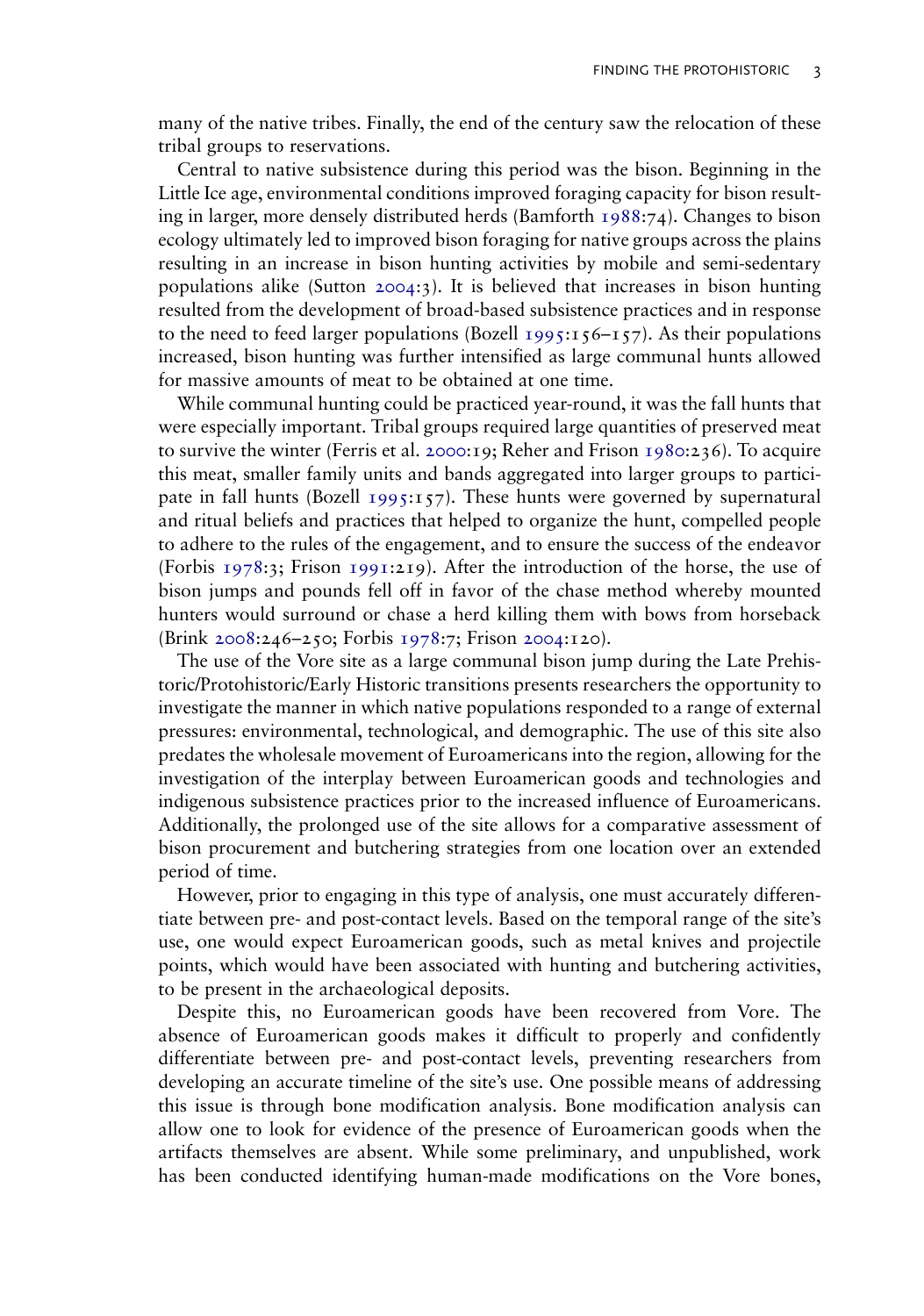many of the native tribes. Finally, the end of the century saw the relocation of these tribal groups to reservations.

Central to native subsistence during this period was the bison. Beginning in the Little Ice age, environmental conditions improved foraging capacity for bison resulting in larger, more densely distributed herds (Bamforth 1988:74). Changes to bison ecology ultimately led to improved bison foraging for native groups across the plains resulting in an increase in bison hunting activities by mobile and semi-sedentary populations alike (Sutton 2004:3). It is believed that increases in bison hunting resulted from the development of broad-based subsistence practices and in response to the need to feed larger populations (Bozell 1995:156–157). As their populations increased, bison hunting was further intensified as large communal hunts allowed for massive amounts of meat to be obtained at one time.

While communal hunting could be practiced year-round, it was the fall hunts that were especially important. Tribal groups required large quantities of preserved meat to survive the winter (Ferris et al. 2000:19; Reher and Frison 1980:236). To acquire this meat, smaller family units and bands aggregated into larger groups to participate in fall hunts (Bozell 1995:157). These hunts were governed by supernatural and ritual beliefs and practices that helped to organize the hunt, compelled people to adhere to the rules of the engagement, and to ensure the success of the endeavor (Forbis 1978:3; Frison 1991:219). After the introduction of the horse, the use of bison jumps and pounds fell off in favor of the chase method whereby mounted hunters would surround or chase a herd killing them with bows from horseback (Brink 2008:246–250; Forbis 1978:7; Frison 2004:120).

The use of the Vore site as a large communal bison jump during the Late Prehistoric/Protohistoric/Early Historic transitions presents researchers the opportunity to investigate the manner in which native populations responded to a range of external pressures: environmental, technological, and demographic. The use of this site also predates the wholesale movement of Euroamericans into the region, allowing for the investigation of the interplay between Euroamerican goods and technologies and indigenous subsistence practices prior to the increased influence of Euroamericans. Additionally, the prolonged use of the site allows for a comparative assessment of bison procurement and butchering strategies from one location over an extended period of time.

However, prior to engaging in this type of analysis, one must accurately differentiate between pre- and post-contact levels. Based on the temporal range of the site's use, one would expect Euroamerican goods, such as metal knives and projectile points, which would have been associated with hunting and butchering activities, to be present in the archaeological deposits.

Despite this, no Euroamerican goods have been recovered from Vore. The absence of Euroamerican goods makes it difficult to properly and confidently differentiate between pre- and post-contact levels, preventing researchers from developing an accurate timeline of the site's use. One possible means of addressing this issue is through bone modification analysis. Bone modification analysis can allow one to look for evidence of the presence of Euroamerican goods when the artifacts themselves are absent. While some preliminary, and unpublished, work has been conducted identifying human-made modifications on the Vore bones,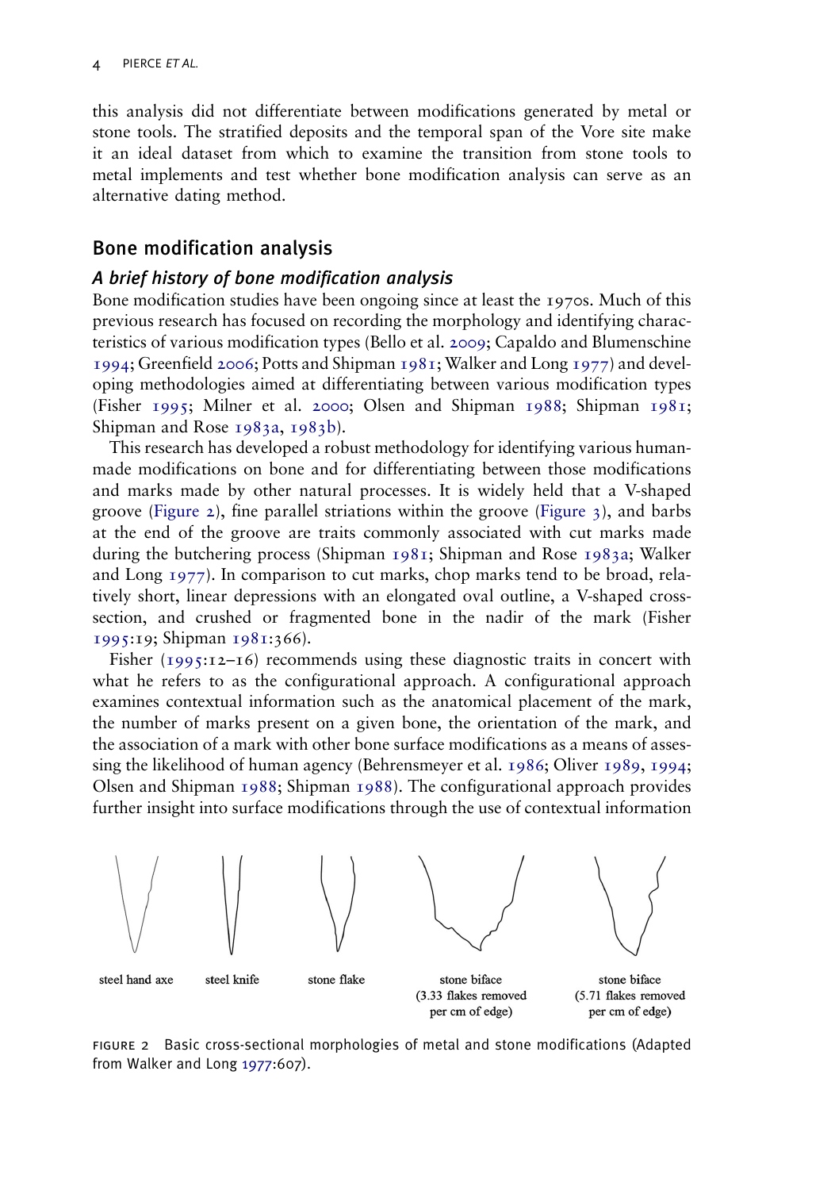this analysis did not differentiate between modifications generated by metal or stone tools. The stratified deposits and the temporal span of the Vore site make it an ideal dataset from which to examine the transition from stone tools to metal implements and test whether bone modification analysis can serve as an alternative dating method.

## Bone modification analysis

### *A brief history of bone modification analysis*

Bone modification studies have been ongoing since at least the 1970s. Much of this previous research has focused on recording the morphology and identifying characteristics of various modification types (Bello et al. 2009; Capaldo and Blumenschine 1994; Greenfield 2006; Potts and Shipman 1981; Walker and Long 1977) and developing methodologies aimed at differentiating between various modification types (Fisher 1995; Milner et al. 2000; Olsen and Shipman 1988; Shipman 1981; Shipman and Rose 1983a, 1983b).

This research has developed a robust methodology for identifying various human-made modifications on bone and for differentiating between those modifications and marks made by other natural processes. It is widely held that a V-shaped groove (Figure 2), fine parallel striations within the groove (Figure 3), and barbs at the end of the groove are traits commonly associated with cut marks made during the butchering process (Shipman 1981; Shipman and Rose 1983a; Walker and Long 1977). In comparison to cut marks, chop marks tend to be broad, relatively short, linear depressions with an elongated oval outline, a V-shaped cross-section, and crushed or fragmented bone in the nadir of the mark (Fisher 1995:19; Shipman 1981:366).

Fisher (1995:12–16) recommends using these diagnostic traits in concert with what he refers to as the configurational approach. A configurational approach examines contextual information such as the anatomical placement of the mark, the number of marks present on a given bone, the orientation of the mark, and the association of a mark with other bone surface modifications as a means of assessing the likelihood of human agency (Behrensmeyer et al. 1986; Oliver 1989, 1994; Olsen and Shipman 1988; Shipman 1988). The configurational approach provides further insight into surface modifications through the use of contextual information

steel hand axe — steel knife — stone flake — stone biface (3.33 flakes removed per cm of edge) — stone biface (5.71 flakes removed per cm of edge)

FIGURE 2 Basic cross-sectional morphologies of metal and stone modifications (Adapted from Walker and Long 1977:607).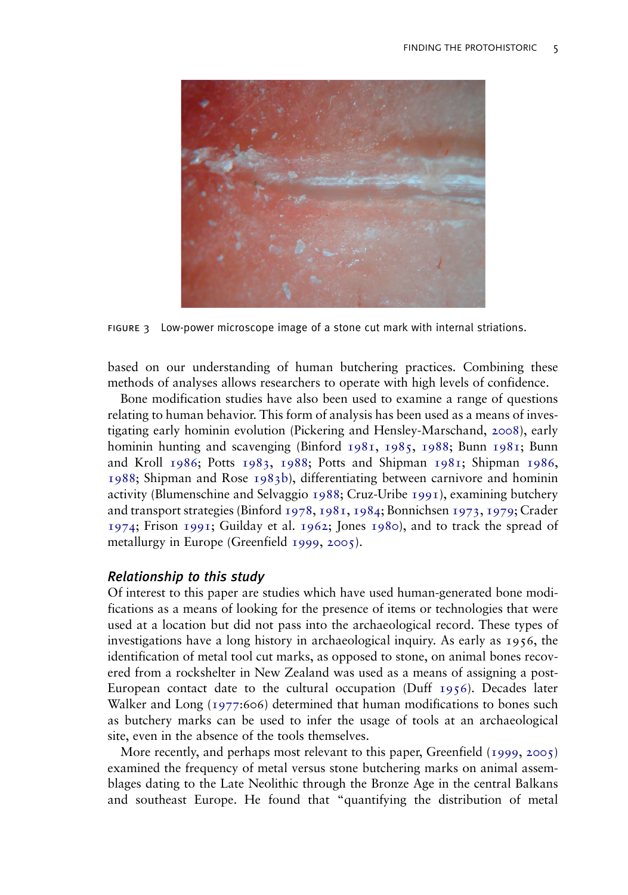FIGURE 3 Low-power microscope image of a stone cut mark with internal striations.

based on our understanding of human butchering practices. Combining these methods of analyses allows researchers to operate with high levels of confidence.

Bone modification studies have also been used to examine a range of questions relating to human behavior. This form of analysis has been used as a means of investigating early hominin evolution (Pickering and Hensley-Marschand, 2008), early hominin hunting and scavenging (Binford 1981, 1985, 1988; Bunn 1981; Bunn and Kroll 1986; Potts 1983, 1988; Potts and Shipman 1981; Shipman 1986, 1988; Shipman and Rose 1983b), differentiating between carnivore and hominin activity (Blumenschine and Selvaggio 1988; Cruz-Uribe 1991), examining butchery and transport strategies (Binford 1978, 1981, 1984; Bonnichsen 1973, 1979; Crader 1974; Frison 1991; Guilday et al. 1962; Jones 1980), and to track the spread of metallurgy in Europe (Greenfield 1999, 2005).

### *Relationship to this study*

Of interest to this paper are studies which have used human-generated bone modifications as a means of looking for the presence of items or technologies that were used at a location but did not pass into the archaeological record. These types of investigations have a long history in archaeological inquiry. As early as 1956, the identification of metal tool cut marks, as opposed to stone, on animal bones recovered from a rockshelter in New Zealand was used as a means of assigning a post-European contact date to the cultural occupation (Duff 1956). Decades later Walker and Long (1977:606) determined that human modifications to bones such as butchery marks can be used to infer the usage of tools at an archaeological site, even in the absence of the tools themselves.

More recently, and perhaps most relevant to this paper, Greenfield (1999, 2005) examined the frequency of metal versus stone butchering marks on animal assemblages dating to the Late Neolithic through the Bronze Age in the central Balkans and southeast Europe. He found that "quantifying the distribution of metal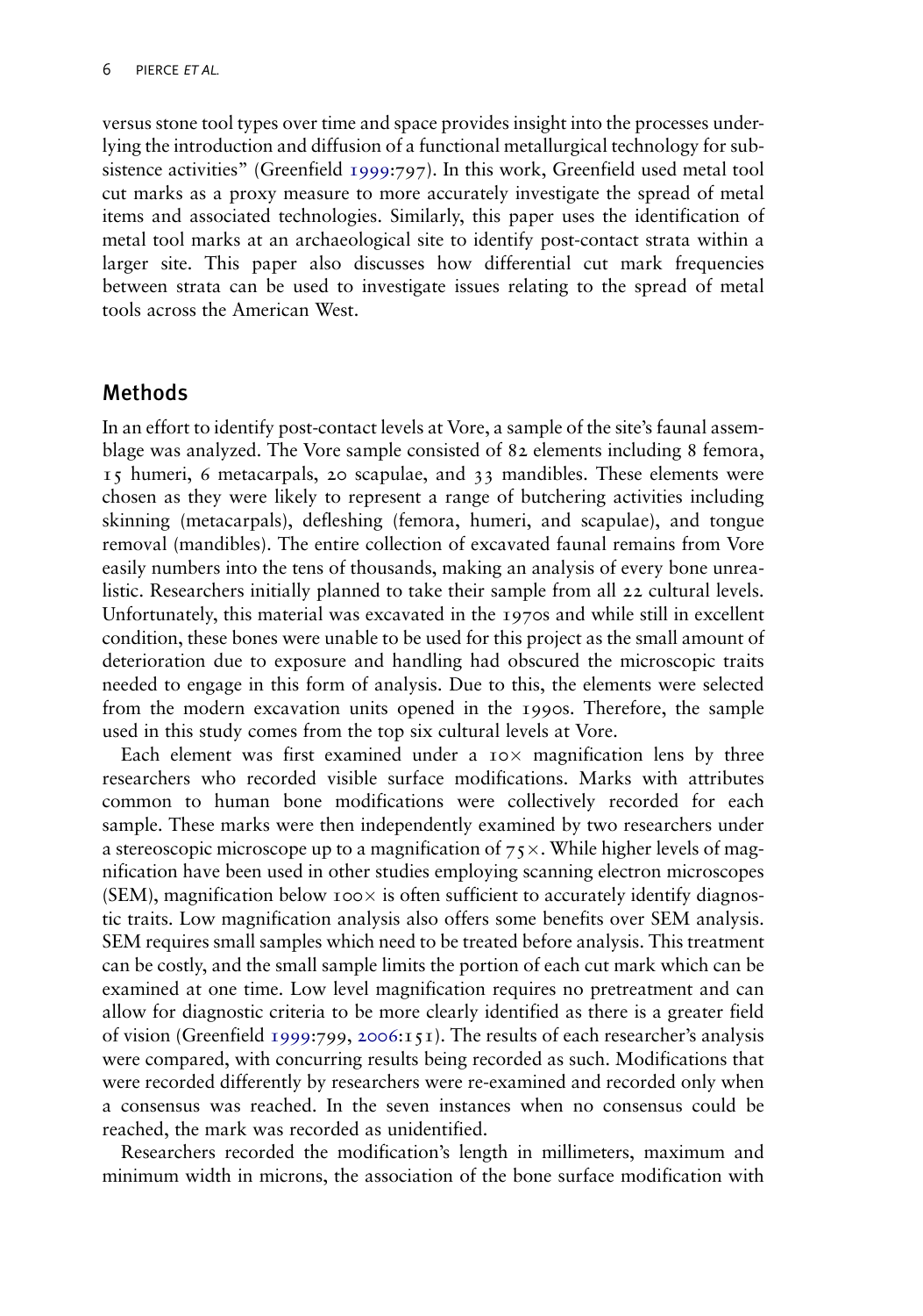versus stone tool types over time and space provides insight into the processes underlying the introduction and diffusion of a functional metallurgical technology for subsistence activities" (Greenfield 1999:797). In this work, Greenfield used metal tool cut marks as a proxy measure to more accurately investigate the spread of metal items and associated technologies. Similarly, this paper uses the identification of metal tool marks at an archaeological site to identify post-contact strata within a larger site. This paper also discusses how differential cut mark frequencies between strata can be used to investigate issues relating to the spread of metal tools across the American West.

## Methods

In an effort to identify post-contact levels at Vore, a sample of the site's faunal assemblage was analyzed. The Vore sample consisted of 82 elements including 8 femora, 15 humeri, 6 metacarpals, 20 scapulae, and 33 mandibles. These elements were chosen as they were likely to represent a range of butchering activities including skinning (metacarpals), defleshing (femora, humeri, and scapulae), and tongue removal (mandibles). The entire collection of excavated faunal remains from Vore easily numbers into the tens of thousands, making an analysis of every bone unrealistic. Researchers initially planned to take their sample from all 22 cultural levels. Unfortunately, this material was excavated in the 1970s and while still in excellent condition, these bones were unable to be used for this project as the small amount of deterioration due to exposure and handling had obscured the microscopic traits needed to engage in this form of analysis. Due to this, the elements were selected from the modern excavation units opened in the 1990s. Therefore, the sample used in this study comes from the top six cultural levels at Vore.

Each element was first examined under a 10× magnification lens by three researchers who recorded visible surface modifications. Marks with attributes common to human bone modifications were collectively recorded for each sample. These marks were then independently examined by two researchers under a stereoscopic microscope up to a magnification of 75×. While higher levels of magnification have been used in other studies employing scanning electron microscopes (SEM), magnification below 100× is often sufficient to accurately identify diagnostic traits. Low magnification analysis also offers some benefits over SEM analysis. SEM requires small samples which need to be treated before analysis. This treatment can be costly, and the small sample limits the portion of each cut mark which can be examined at one time. Low level magnification requires no pretreatment and can allow for diagnostic criteria to be more clearly identified as there is a greater field of vision (Greenfield 1999:799, 2006:151). The results of each researcher's analysis were compared, with concurring results being recorded as such. Modifications that were recorded differently by researchers were re-examined and recorded only when a consensus was reached. In the seven instances when no consensus could be reached, the mark was recorded as unidentified.

Researchers recorded the modification's length in millimeters, maximum and minimum width in microns, the association of the bone surface modification with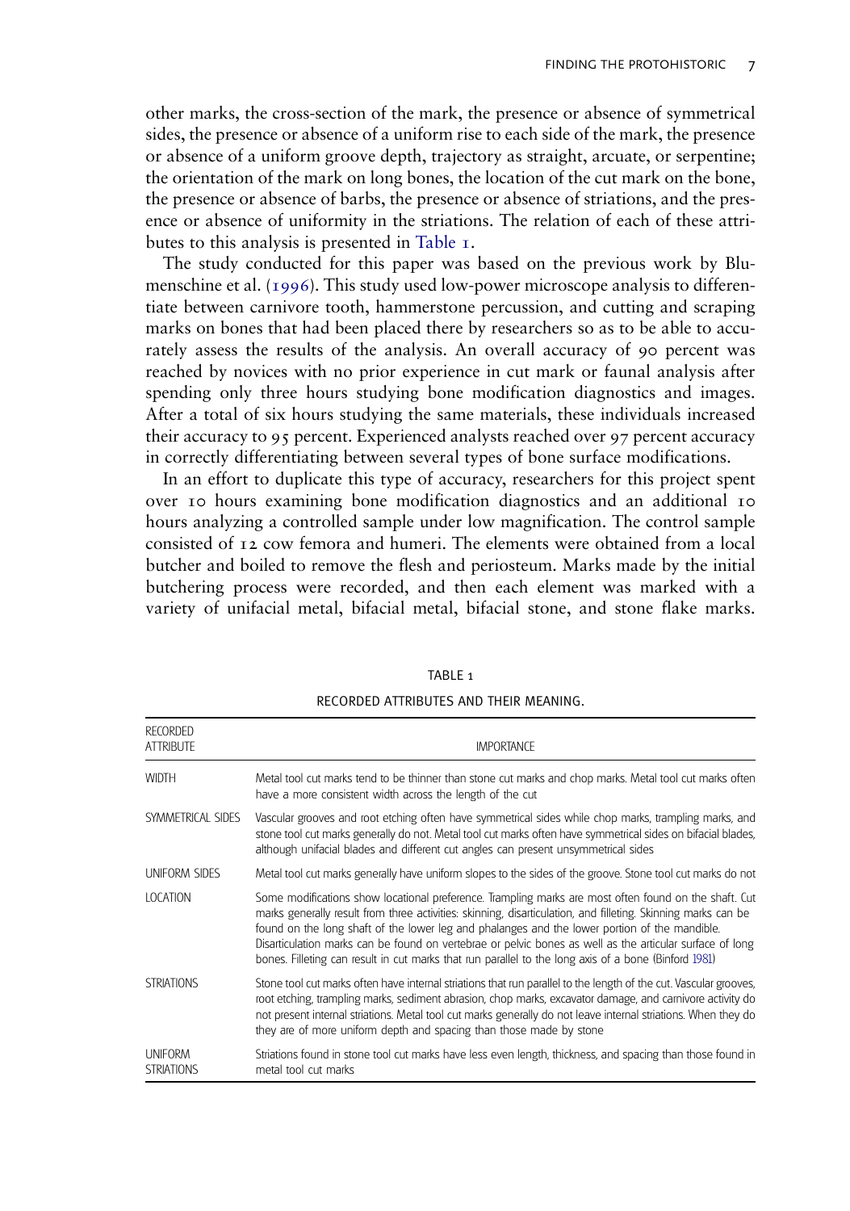other marks, the cross-section of the mark, the presence or absence of symmetrical sides, the presence or absence of a uniform rise to each side of the mark, the presence or absence of a uniform groove depth, trajectory as straight, arcuate, or serpentine; the orientation of the mark on long bones, the location of the cut mark on the bone, the presence or absence of barbs, the presence or absence of striations, and the presence or absence of uniformity in the striations. The relation of each of these attributes to this analysis is presented in Table 1.

The study conducted for this paper was based on the previous work by Blumenschine et al. (1996). This study used low-power microscope analysis to differentiate between carnivore tooth, hammerstone percussion, and cutting and scraping marks on bones that had been placed there by researchers so as to be able to accurately assess the results of the analysis. An overall accuracy of 90 percent was reached by novices with no prior experience in cut mark or faunal analysis after spending only three hours studying bone modification diagnostics and images. After a total of six hours studying the same materials, these individuals increased their accuracy to 95 percent. Experienced analysts reached over 97 percent accuracy in correctly differentiating between several types of bone surface modifications.

In an effort to duplicate this type of accuracy, researchers for this project spent over 10 hours examining bone modification diagnostics and an additional 10 hours analyzing a controlled sample under low magnification. The control sample consisted of 12 cow femora and humeri. The elements were obtained from a local butcher and boiled to remove the flesh and periosteum. Marks made by the initial butchering process were recorded, and then each element was marked with a variety of unifacial metal, bifacial metal, bifacial stone, and stone flake marks.

TABLE 1

RECORDED ATTRIBUTES AND THEIR MEANING.

| RECORDED ATTRIBUTE | IMPORTANCE |
|---|---|
| WIDTH | Metal tool cut marks tend to be thinner than stone cut marks and chop marks. Metal tool cut marks often have a more consistent width across the length of the cut |
| SYMMETRICAL SIDES | Vascular grooves and root etching often have symmetrical sides while chop marks, trampling marks, and stone tool cut marks generally do not. Metal tool cut marks often have symmetrical sides on bifacial blades, although unifacial blades and different cut angles can present unsymmetrical sides |
| UNIFORM SIDES | Metal tool cut marks generally have uniform slopes to the sides of the groove. Stone tool cut marks do not |
| LOCATION | Some modifications show locational preference. Trampling marks are most often found on the shaft. Cut marks generally result from three activities: skinning, disarticulation, and filleting. Skinning marks can be found on the long shaft of the lower leg and phalanges and the lower portion of the mandible. Disarticulation marks can be found on vertebrae or pelvic bones as well as the articular surface of long bones. Filleting can result in cut marks that run parallel to the long axis of a bone (Binford 1981) |
| STRIATIONS | Stone tool cut marks often have internal striations that run parallel to the length of the cut. Vascular grooves, root etching, trampling marks, sediment abrasion, chop marks, excavator damage, and carnivore activity do not present internal striations. Metal tool cut marks generally do not leave internal striations. When they do they are of more uniform depth and spacing than those made by stone |
| UNIFORM STRIATIONS | Striations found in stone tool cut marks have less even length, thickness, and spacing than those found in metal tool cut marks |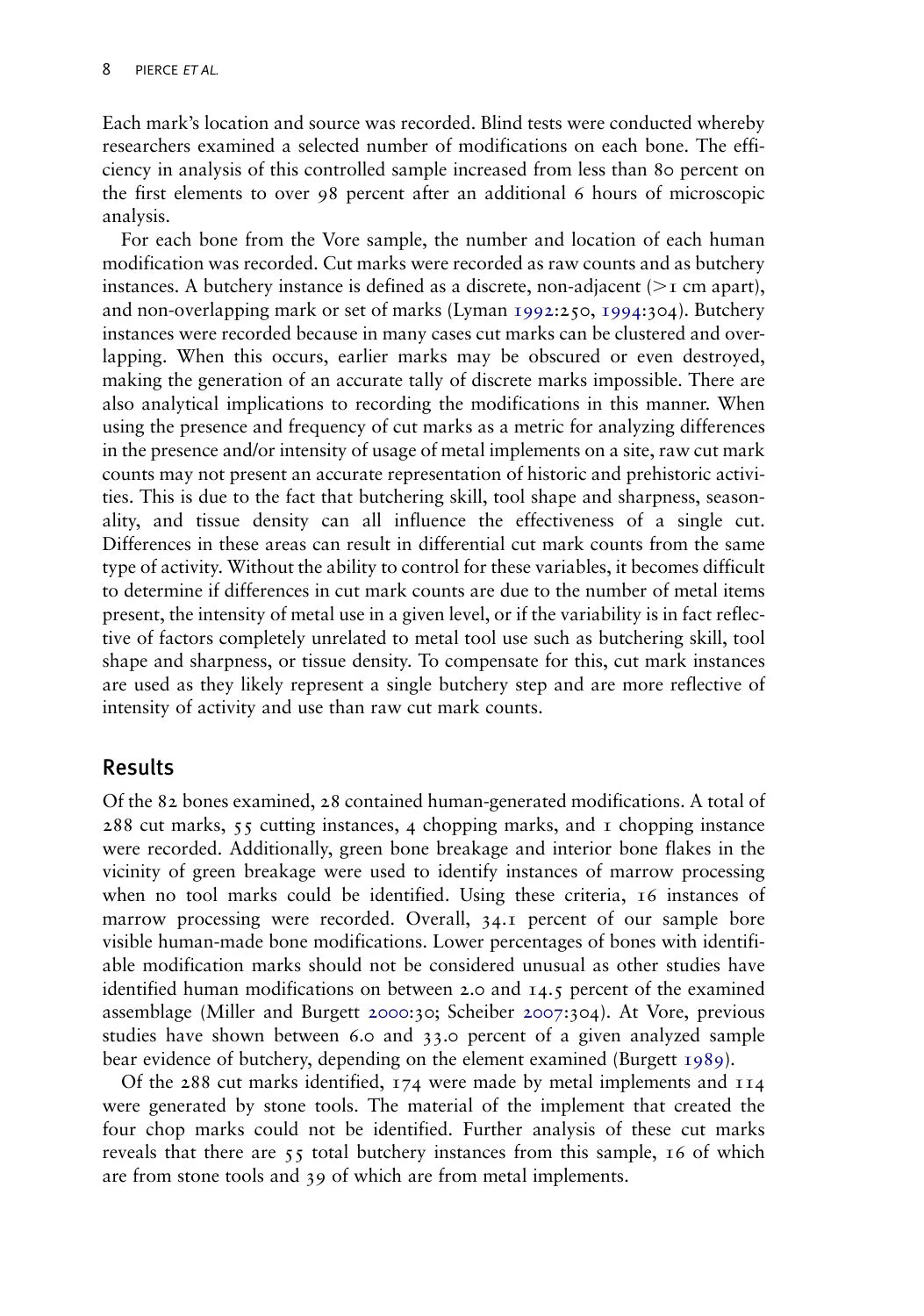Each mark's location and source was recorded. Blind tests were conducted whereby researchers examined a selected number of modifications on each bone. The efficiency in analysis of this controlled sample increased from less than 80 percent on the first elements to over 98 percent after an additional 6 hours of microscopic analysis.

For each bone from the Vore sample, the number and location of each human modification was recorded. Cut marks were recorded as raw counts and as butchery instances. A butchery instance is defined as a discrete, non-adjacent (>1 cm apart), and non-overlapping mark or set of marks (Lyman 1992:250, 1994:304). Butchery instances were recorded because in many cases cut marks can be clustered and overlapping. When this occurs, earlier marks may be obscured or even destroyed, making the generation of an accurate tally of discrete marks impossible. There are also analytical implications to recording the modifications in this manner. When using the presence and frequency of cut marks as a metric for analyzing differences in the presence and/or intensity of usage of metal implements on a site, raw cut mark counts may not present an accurate representation of historic and prehistoric activities. This is due to the fact that butchering skill, tool shape and sharpness, seasonality, and tissue density can all influence the effectiveness of a single cut. Differences in these areas can result in differential cut mark counts from the same type of activity. Without the ability to control for these variables, it becomes difficult to determine if differences in cut mark counts are due to the number of metal items present, the intensity of metal use in a given level, or if the variability is in fact reflective of factors completely unrelated to metal tool use such as butchering skill, tool shape and sharpness, or tissue density. To compensate for this, cut mark instances are used as they likely represent a single butchery step and are more reflective of intensity of activity and use than raw cut mark counts.

## Results

Of the 82 bones examined, 28 contained human-generated modifications. A total of 288 cut marks, 55 cutting instances, 4 chopping marks, and 1 chopping instance were recorded. Additionally, green bone breakage and interior bone flakes in the vicinity of green breakage were used to identify instances of marrow processing when no tool marks could be identified. Using these criteria, 16 instances of marrow processing were recorded. Overall, 34.1 percent of our sample bore visible human-made bone modifications. Lower percentages of bones with identifiable modification marks should not be considered unusual as other studies have identified human modifications on between 2.0 and 14.5 percent of the examined assemblage (Miller and Burgett 2000:30; Scheiber 2007:304). At Vore, previous studies have shown between 6.0 and 33.0 percent of a given analyzed sample bear evidence of butchery, depending on the element examined (Burgett 1989).

Of the 288 cut marks identified, 174 were made by metal implements and 114 were generated by stone tools. The material of the implement that created the four chop marks could not be identified. Further analysis of these cut marks reveals that there are 55 total butchery instances from this sample, 16 of which are from stone tools and 39 of which are from metal implements.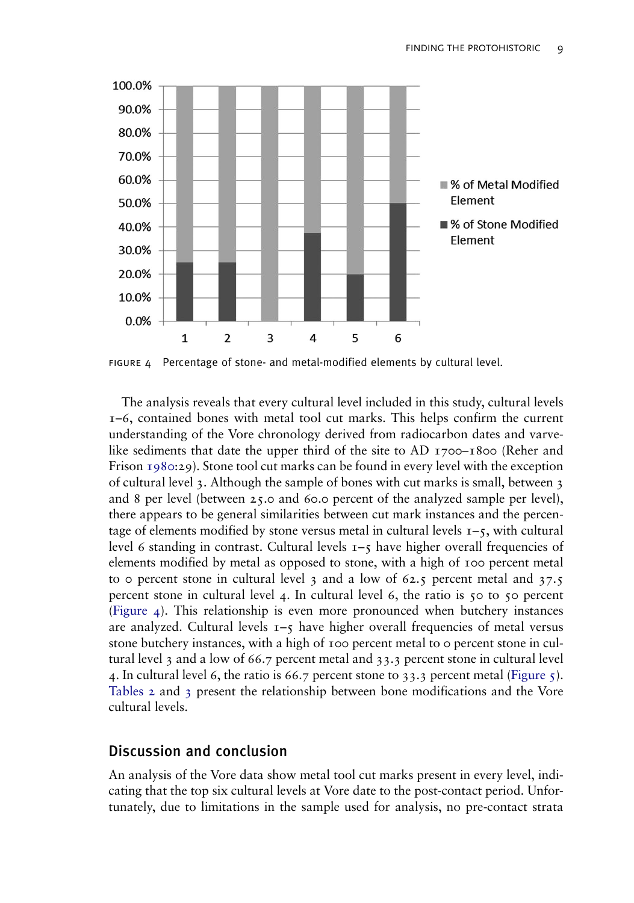FIGURE 4 Percentage of stone- and metal-modified elements by cultural level.

The analysis reveals that every cultural level included in this study, cultural levels 1–6, contained bones with metal tool cut marks. This helps confirm the current understanding of the Vore chronology derived from radiocarbon dates and varve-like sediments that date the upper third of the site to AD 1700–1800 (Reher and Frison 1980:29). Stone tool cut marks can be found in every level with the exception of cultural level 3. Although the sample of bones with cut marks is small, between 3 and 8 per level (between 25.0 and 60.0 percent of the analyzed sample per level), there appears to be general similarities between cut mark instances and the percentage of elements modified by stone versus metal in cultural levels 1–5, with cultural level 6 standing in contrast. Cultural levels 1–5 have higher overall frequencies of elements modified by metal as opposed to stone, with a high of 100 percent metal to 0 percent stone in cultural level 3 and a low of 62.5 percent metal and 37.5 percent stone in cultural level 4. In cultural level 6, the ratio is 50 to 50 percent (Figure 4). This relationship is even more pronounced when butchery instances are analyzed. Cultural levels 1–5 have higher overall frequencies of metal versus stone butchery instances, with a high of 100 percent metal to 0 percent stone in cultural level 3 and a low of 66.7 percent metal and 33.3 percent stone in cultural level 4. In cultural level 6, the ratio is 66.7 percent stone to 33.3 percent metal (Figure 5). Tables 2 and 3 present the relationship between bone modifications and the Vore cultural levels.

## Discussion and conclusion

An analysis of the Vore data show metal tool cut marks present in every level, indicating that the top six cultural levels at Vore date to the post-contact period. Unfortunately, due to limitations in the sample used for analysis, no pre-contact strata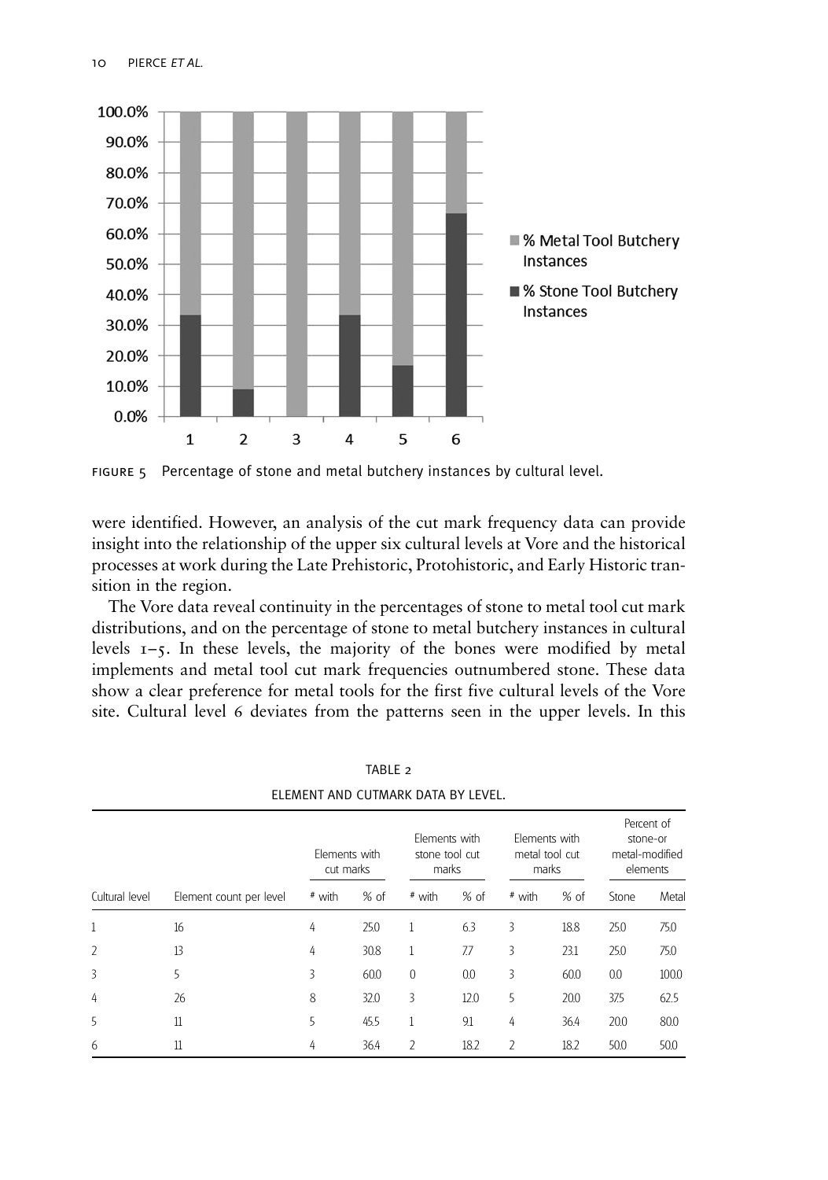FIGURE 5 Percentage of stone and metal butchery instances by cultural level.

were identified. However, an analysis of the cut mark frequency data can provide insight into the relationship of the upper six cultural levels at Vore and the historical processes at work during the Late Prehistoric, Protohistoric, and Early Historic transition in the region.

The Vore data reveal continuity in the percentages of stone to metal tool cut mark distributions, and on the percentage of stone to metal butchery instances in cultural levels 1–5. In these levels, the majority of the bones were modified by metal implements and metal tool cut mark frequencies outnumbered stone. These data show a clear preference for metal tools for the first five cultural levels of the Vore site. Cultural level 6 deviates from the patterns seen in the upper levels. In this

TABLE 2

ELEMENT AND CUTMARK DATA BY LEVEL.

| Cultural level | Element count per level | Elements with cut marks | | Elements with stone tool cut marks | | Elements with metal tool cut marks | | Percent of stone-or metal-modified elements | |
|---|---|---|---|---|---|---|---|---|---|
| | | # with | % of | # with | % of | # with | % of | Stone | Metal |
| 1 | 16 | 4 | 25.0 | 1 | 6.3 | 3 | 18.8 | 25.0 | 75.0 |
| 2 | 13 | 4 | 30.8 | 1 | 7.7 | 3 | 23.1 | 25.0 | 75.0 |
| 3 | 5 | 3 | 60.0 | 0 | 0.0 | 3 | 60.0 | 0.0 | 100.0 |
| 4 | 26 | 8 | 32.0 | 3 | 12.0 | 5 | 20.0 | 37.5 | 62.5 |
| 5 | 11 | 5 | 45.5 | 1 | 9.1 | 4 | 36.4 | 20.0 | 80.0 |
| 6 | 11 | 4 | 36.4 | 2 | 18.2 | 2 | 18.2 | 50.0 | 50.0 |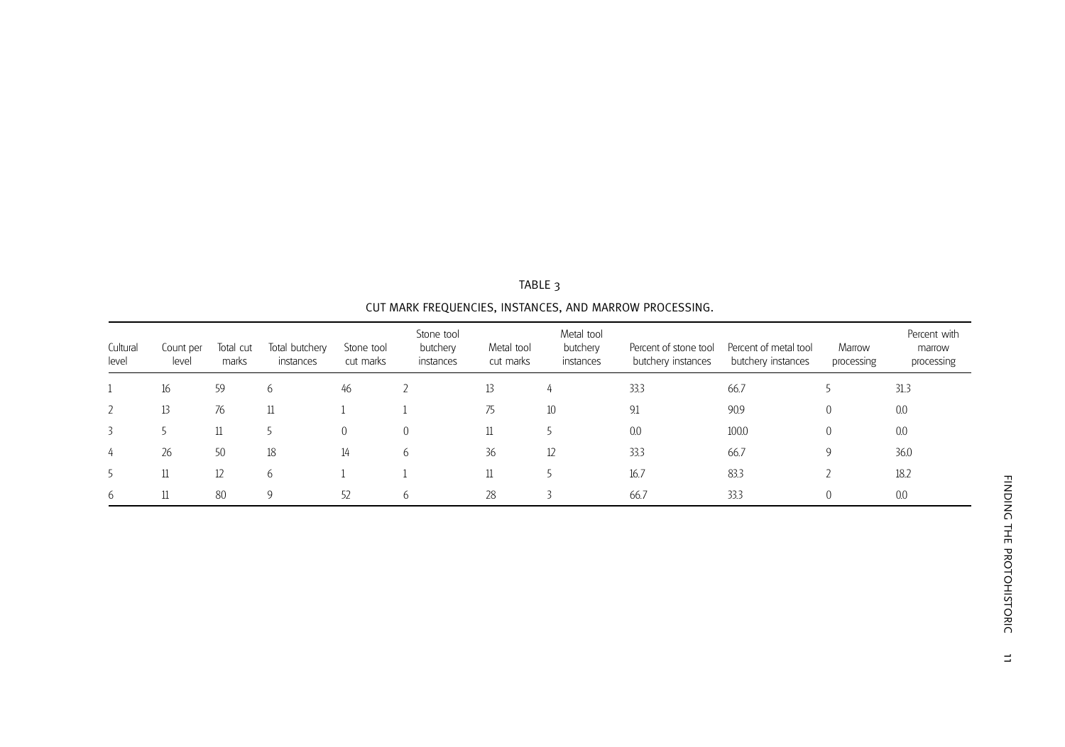TABLE 3

CUT MARK FREQUENCIES, INSTANCES, AND MARROW PROCESSING.

| Cultural level | Count per level | Total cut marks | Total butchery instances | Stone tool cut marks | Stone tool butchery instances | Metal tool cut marks | Metal tool butchery instances | Percent of stone tool butchery instances | Percent of metal tool butchery instances | Marrow processing | Percent with marrow processing |
|---|---|---|---|---|---|---|---|---|---|---|---|
| 1 | 16 | 59 | 6 | 46 | 2 | 13 | 4 | 33.3 | 66.7 | 5 | 31.3 |
| 2 | 13 | 76 | 11 | 1 | 1 | 75 | 10 | 9.1 | 90.9 | 0 | 0.0 |
| 3 | 5 | 11 | 5 | 0 | 0 | 11 | 5 | 0.0 | 100.0 | 0 | 0.0 |
| 4 | 26 | 50 | 18 | 14 | 6 | 36 | 12 | 33.3 | 66.7 | 9 | 36.0 |
| 5 | 11 | 12 | 6 | 1 | 1 | 11 | 5 | 16.7 | 83.3 | 2 | 18.2 |
| 6 | 11 | 80 | 9 | 52 | 6 | 28 | 3 | 66.7 | 33.3 | 0 | 0.0 |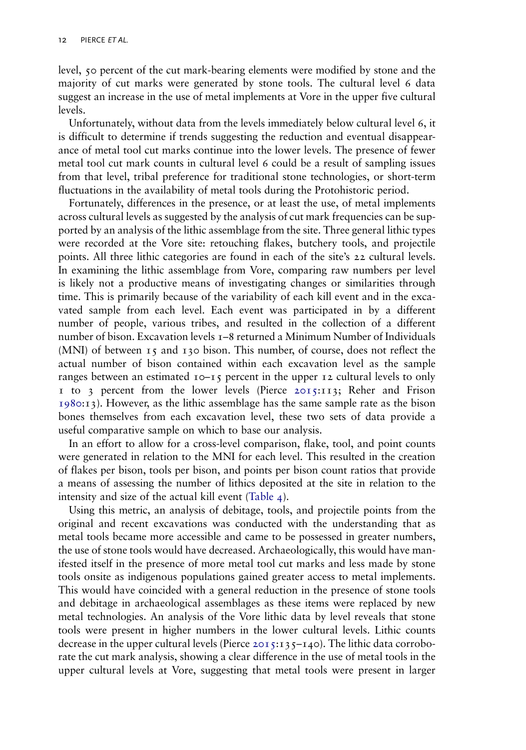level, 50 percent of the cut mark-bearing elements were modified by stone and the majority of cut marks were generated by stone tools. The cultural level 6 data suggest an increase in the use of metal implements at Vore in the upper five cultural levels.

Unfortunately, without data from the levels immediately below cultural level 6, it is difficult to determine if trends suggesting the reduction and eventual disappearance of metal tool cut marks continue into the lower levels. The presence of fewer metal tool cut mark counts in cultural level 6 could be a result of sampling issues from that level, tribal preference for traditional stone technologies, or short-term fluctuations in the availability of metal tools during the Protohistoric period.

Fortunately, differences in the presence, or at least the use, of metal implements across cultural levels as suggested by the analysis of cut mark frequencies can be supported by an analysis of the lithic assemblage from the site. Three general lithic types were recorded at the Vore site: retouching flakes, butchery tools, and projectile points. All three lithic categories are found in each of the site's 22 cultural levels. In examining the lithic assemblage from Vore, comparing raw numbers per level is likely not a productive means of investigating changes or similarities through time. This is primarily because of the variability of each kill event and in the excavated sample from each level. Each event was participated in by a different number of people, various tribes, and resulted in the collection of a different number of bison. Excavation levels 1–8 returned a Minimum Number of Individuals (MNI) of between 15 and 130 bison. This number, of course, does not reflect the actual number of bison contained within each excavation level as the sample ranges between an estimated 10–15 percent in the upper 12 cultural levels to only 1 to 3 percent from the lower levels (Pierce 2015:113; Reher and Frison 1980:13). However, as the lithic assemblage has the same sample rate as the bison bones themselves from each excavation level, these two sets of data provide a useful comparative sample on which to base our analysis.

In an effort to allow for a cross-level comparison, flake, tool, and point counts were generated in relation to the MNI for each level. This resulted in the creation of flakes per bison, tools per bison, and points per bison count ratios that provide a means of assessing the number of lithics deposited at the site in relation to the intensity and size of the actual kill event (Table 4).

Using this metric, an analysis of debitage, tools, and projectile points from the original and recent excavations was conducted with the understanding that as metal tools became more accessible and came to be possessed in greater numbers, the use of stone tools would have decreased. Archaeologically, this would have manifested itself in the presence of more metal tool cut marks and less made by stone tools onsite as indigenous populations gained greater access to metal implements. This would have coincided with a general reduction in the presence of stone tools and debitage in archaeological assemblages as these items were replaced by new metal technologies. An analysis of the Vore lithic data by level reveals that stone tools were present in higher numbers in the lower cultural levels. Lithic counts decrease in the upper cultural levels (Pierce 2015:135–140). The lithic data corroborate the cut mark analysis, showing a clear difference in the use of metal tools in the upper cultural levels at Vore, suggesting that metal tools were present in larger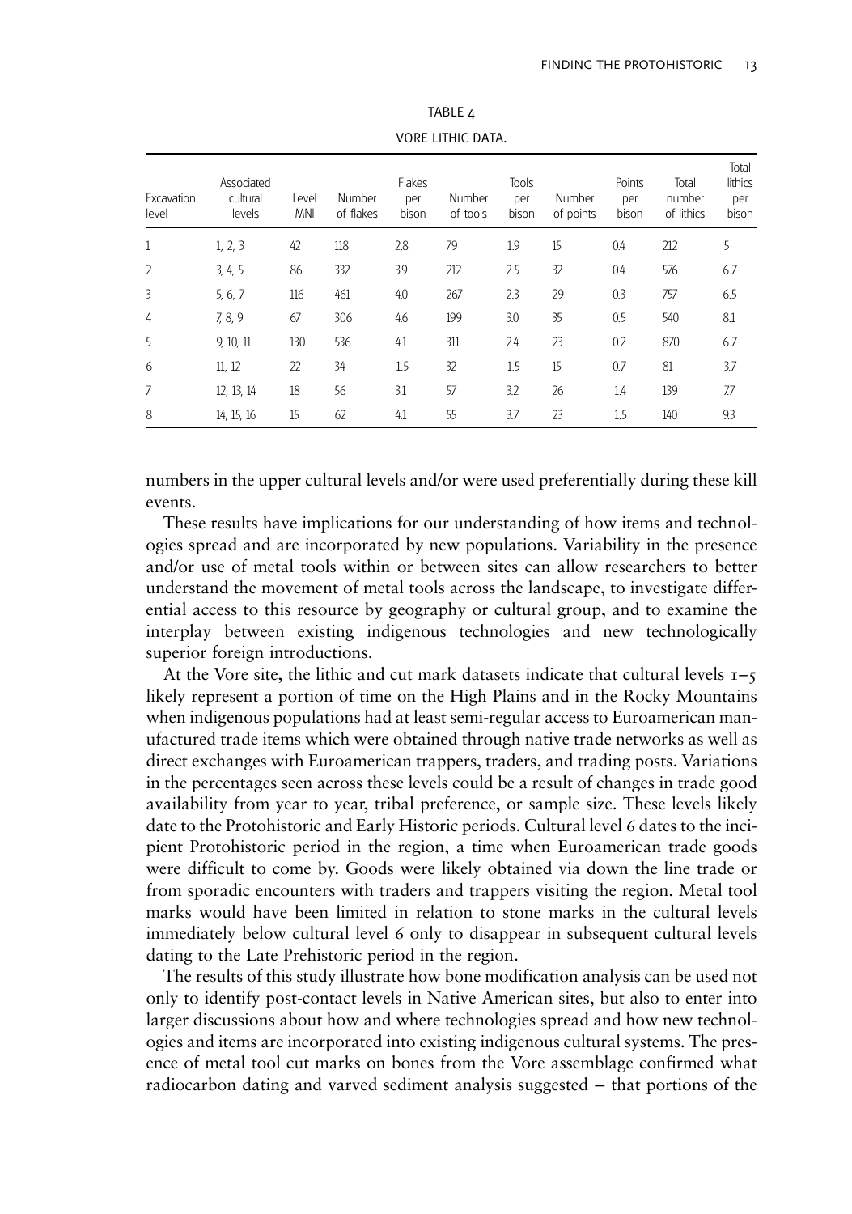TABLE 4

VORE LITHIC DATA.

| Excavation level | Associated cultural levels | Level MNI | Number of flakes | Flakes per bison | Number of tools | Tools per bison | Number of points | Points per bison | Total number of lithics | Total lithics per bison |
|---|---|---|---|---|---|---|---|---|---|---|
| 1 | 1, 2, 3 | 42 | 118 | 2.8 | 79 | 1.9 | 15 | 0.4 | 212 | 5 |
| 2 | 3, 4, 5 | 86 | 332 | 3.9 | 212 | 2.5 | 32 | 0.4 | 576 | 6.7 |
| 3 | 5, 6, 7 | 116 | 461 | 4.0 | 267 | 2.3 | 29 | 0.3 | 757 | 6.5 |
| 4 | 7, 8, 9 | 67 | 306 | 4.6 | 199 | 3.0 | 35 | 0.5 | 540 | 8.1 |
| 5 | 9, 10, 11 | 130 | 536 | 4.1 | 311 | 2.4 | 23 | 0.2 | 870 | 6.7 |
| 6 | 11, 12 | 22 | 34 | 1.5 | 32 | 1.5 | 15 | 0.7 | 81 | 3.7 |
| 7 | 12, 13, 14 | 18 | 56 | 3.1 | 57 | 3.2 | 26 | 1.4 | 139 | 7.7 |
| 8 | 14, 15, 16 | 15 | 62 | 4.1 | 55 | 3.7 | 23 | 1.5 | 140 | 9.3 |

numbers in the upper cultural levels and/or were used preferentially during these kill events.

These results have implications for our understanding of how items and technologies spread and are incorporated by new populations. Variability in the presence and/or use of metal tools within or between sites can allow researchers to better understand the movement of metal tools across the landscape, to investigate differential access to this resource by geography or cultural group, and to examine the interplay between existing indigenous technologies and new technologically superior foreign introductions.

At the Vore site, the lithic and cut mark datasets indicate that cultural levels 1–5 likely represent a portion of time on the High Plains and in the Rocky Mountains when indigenous populations had at least semi-regular access to Euroamerican manufactured trade items which were obtained through native trade networks as well as direct exchanges with Euroamerican trappers, traders, and trading posts. Variations in the percentages seen across these levels could be a result of changes in trade good availability from year to year, tribal preference, or sample size. These levels likely date to the Protohistoric and Early Historic periods. Cultural level 6 dates to the incipient Protohistoric period in the region, a time when Euroamerican trade goods were difficult to come by. Goods were likely obtained via down the line trade or from sporadic encounters with traders and trappers visiting the region. Metal tool marks would have been limited in relation to stone marks in the cultural levels immediately below cultural level 6 only to disappear in subsequent cultural levels dating to the Late Prehistoric period in the region.

The results of this study illustrate how bone modification analysis can be used not only to identify post-contact levels in Native American sites, but also to enter into larger discussions about how and where technologies spread and how new technologies and items are incorporated into existing indigenous cultural systems. The presence of metal tool cut marks on bones from the Vore assemblage confirmed what radiocarbon dating and varved sediment analysis suggested – that portions of the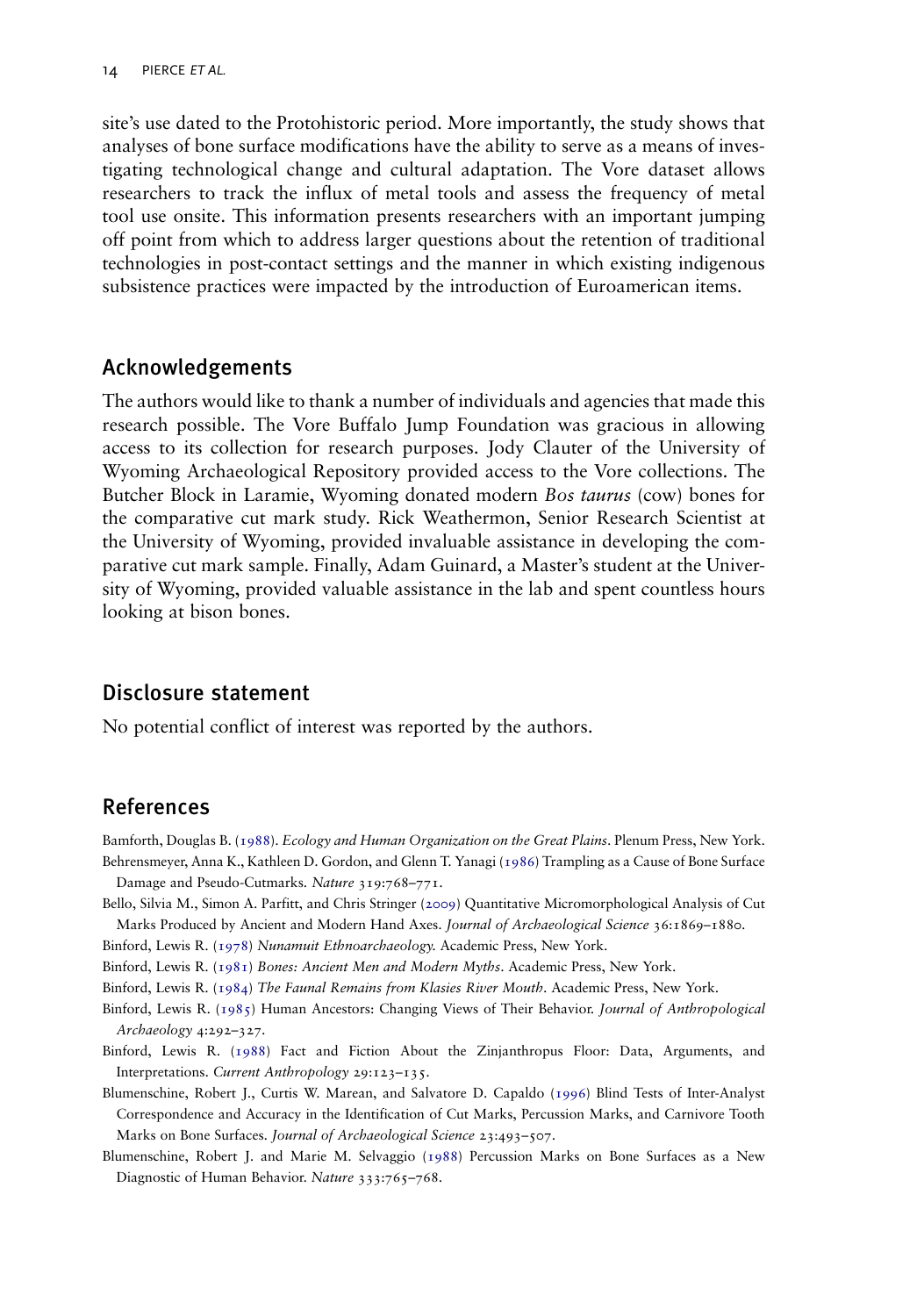site's use dated to the Protohistoric period. More importantly, the study shows that analyses of bone surface modifications have the ability to serve as a means of investigating technological change and cultural adaptation. The Vore dataset allows researchers to track the influx of metal tools and assess the frequency of metal tool use onsite. This information presents researchers with an important jumping off point from which to address larger questions about the retention of traditional technologies in post-contact settings and the manner in which existing indigenous subsistence practices were impacted by the introduction of Euroamerican items.

## Acknowledgements

The authors would like to thank a number of individuals and agencies that made this research possible. The Vore Buffalo Jump Foundation was gracious in allowing access to its collection for research purposes. Jody Clauter of the University of Wyoming Archaeological Repository provided access to the Vore collections. The Butcher Block in Laramie, Wyoming donated modern *Bos taurus* (cow) bones for the comparative cut mark study. Rick Weathermon, Senior Research Scientist at the University of Wyoming, provided invaluable assistance in developing the comparative cut mark sample. Finally, Adam Guinard, a Master's student at the University of Wyoming, provided valuable assistance in the lab and spent countless hours looking at bison bones.

## Disclosure statement

No potential conflict of interest was reported by the authors.

## References

Bamforth, Douglas B. (1988). *Ecology and Human Organization on the Great Plains*. Plenum Press, New York.

Behrensmeyer, Anna K., Kathleen D. Gordon, and Glenn T. Yanagi (1986) Trampling as a Cause of Bone Surface Damage and Pseudo-Cutmarks. *Nature* 319:768–771.

Bello, Silvia M., Simon A. Parfitt, and Chris Stringer (2009) Quantitative Micromorphological Analysis of Cut Marks Produced by Ancient and Modern Hand Axes. *Journal of Archaeological Science* 36:1869–1880.

Binford, Lewis R. (1978) *Nunamuit Ethnoarchaeology.* Academic Press, New York.

Binford, Lewis R. (1981) *Bones: Ancient Men and Modern Myths*. Academic Press, New York.

Binford, Lewis R. (1984) *The Faunal Remains from Klasies River Mouth*. Academic Press, New York.

Binford, Lewis R. (1985) Human Ancestors: Changing Views of Their Behavior. *Journal of Anthropological Archaeology* 4:292–327.

Binford, Lewis R. (1988) Fact and Fiction About the Zinjanthropus Floor: Data, Arguments, and Interpretations. *Current Anthropology* 29:123–135.

Blumenschine, Robert J., Curtis W. Marean, and Salvatore D. Capaldo (1996) Blind Tests of Inter-Analyst Correspondence and Accuracy in the Identification of Cut Marks, Percussion Marks, and Carnivore Tooth Marks on Bone Surfaces. *Journal of Archaeological Science* 23:493–507.

Blumenschine, Robert J. and Marie M. Selvaggio (1988) Percussion Marks on Bone Surfaces as a New Diagnostic of Human Behavior. *Nature* 333:765–768.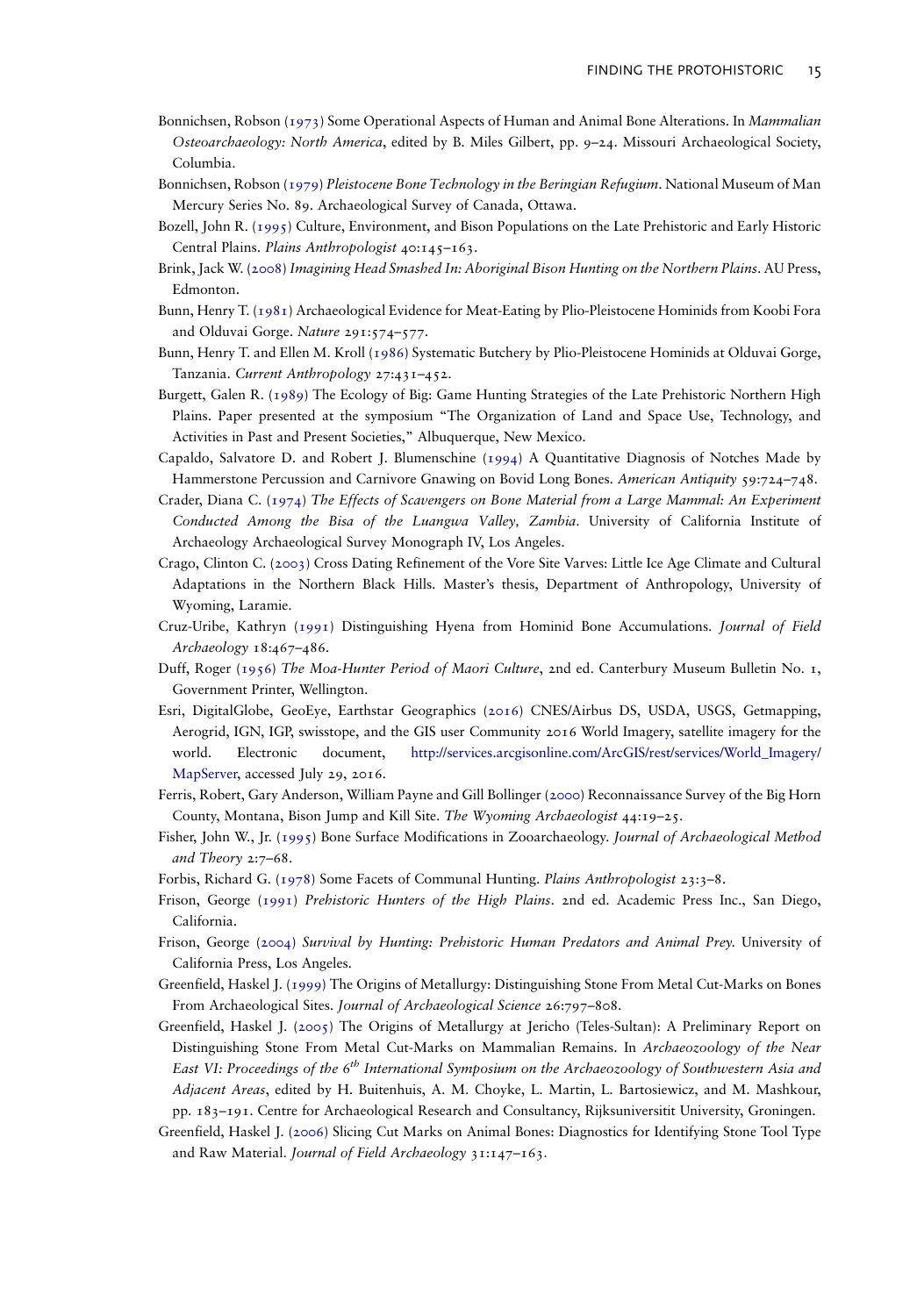Bonnichsen, Robson (1973) Some Operational Aspects of Human and Animal Bone Alterations. In *Mammalian Osteoarchaeology: North America*, edited by B. Miles Gilbert, pp. 9–24. Missouri Archaeological Society, Columbia.

Bonnichsen, Robson (1979) *Pleistocene Bone Technology in the Beringian Refugium*. National Museum of Man Mercury Series No. 89. Archaeological Survey of Canada, Ottawa.

Bozell, John R. (1995) Culture, Environment, and Bison Populations on the Late Prehistoric and Early Historic Central Plains. *Plains Anthropologist* 40:145–163.

Brink, Jack W. (2008) *Imagining Head Smashed In: Aboriginal Bison Hunting on the Northern Plains*. AU Press, Edmonton.

Bunn, Henry T. (1981) Archaeological Evidence for Meat-Eating by Plio-Pleistocene Hominids from Koobi Fora and Olduvai Gorge. *Nature* 291:574–577.

Bunn, Henry T. and Ellen M. Kroll (1986) Systematic Butchery by Plio-Pleistocene Hominids at Olduvai Gorge, Tanzania. *Current Anthropology* 27:431–452.

Burgett, Galen R. (1989) The Ecology of Big: Game Hunting Strategies of the Late Prehistoric Northern High Plains. Paper presented at the symposium "The Organization of Land and Space Use, Technology, and Activities in Past and Present Societies," Albuquerque, New Mexico.

Capaldo, Salvatore D. and Robert J. Blumenschine (1994) A Quantitative Diagnosis of Notches Made by Hammerstone Percussion and Carnivore Gnawing on Bovid Long Bones. *American Antiquity* 59:724–748.

Crader, Diana C. (1974) *The Effects of Scavengers on Bone Material from a Large Mammal: An Experiment Conducted Among the Bisa of the Luangwa Valley, Zambia*. University of California Institute of Archaeology Archaeological Survey Monograph IV, Los Angeles.

Crago, Clinton C. (2003) Cross Dating Refinement of the Vore Site Varves: Little Ice Age Climate and Cultural Adaptations in the Northern Black Hills. Master's thesis, Department of Anthropology, University of Wyoming, Laramie.

Cruz-Uribe, Kathryn (1991) Distinguishing Hyena from Hominid Bone Accumulations. *Journal of Field Archaeology* 18:467–486.

Duff, Roger (1956) *The Moa-Hunter Period of Maori Culture*, 2nd ed. Canterbury Museum Bulletin No. 1, Government Printer, Wellington.

Esri, DigitalGlobe, GeoEye, Earthstar Geographics (2016) CNES/Airbus DS, USDA, USGS, Getmapping, Aerogrid, IGN, IGP, swisstope, and the GIS user Community 2016 World Imagery, satellite imagery for the world. Electronic document, http://services.arcgisonline.com/ArcGIS/rest/services/World_Imagery/MapServer, accessed July 29, 2016.

Ferris, Robert, Gary Anderson, William Payne and Gill Bollinger (2000) Reconnaissance Survey of the Big Horn County, Montana, Bison Jump and Kill Site. *The Wyoming Archaeologist* 44:19–25.

Fisher, John W., Jr. (1995) Bone Surface Modifications in Zooarchaeology. *Journal of Archaeological Method and Theory* 2:7–68.

Forbis, Richard G. (1978) Some Facets of Communal Hunting. *Plains Anthropologist* 23:3–8.

Frison, George (1991) *Prehistoric Hunters of the High Plains*. 2nd ed. Academic Press Inc., San Diego, California.

Frison, George (2004) *Survival by Hunting: Prehistoric Human Predators and Animal Prey*. University of California Press, Los Angeles.

Greenfield, Haskel J. (1999) The Origins of Metallurgy: Distinguishing Stone From Metal Cut-Marks on Bones From Archaeological Sites. *Journal of Archaeological Science* 26:797–808.

Greenfield, Haskel J. (2005) The Origins of Metallurgy at Jericho (Teles-Sultan): A Preliminary Report on Distinguishing Stone From Metal Cut-Marks on Mammalian Remains. In *Archaeozoology of the Near East VI: Proceedings of the 6th International Symposium on the Archaeozoology of Southwestern Asia and Adjacent Areas*, edited by H. Buitenhuis, A. M. Choyke, L. Martin, L. Bartosiewicz, and M. Mashkour, pp. 183–191. Centre for Archaeological Research and Consultancy, Rijksuniversitit University, Groningen.

Greenfield, Haskel J. (2006) Slicing Cut Marks on Animal Bones: Diagnostics for Identifying Stone Tool Type and Raw Material. *Journal of Field Archaeology* 31:147–163.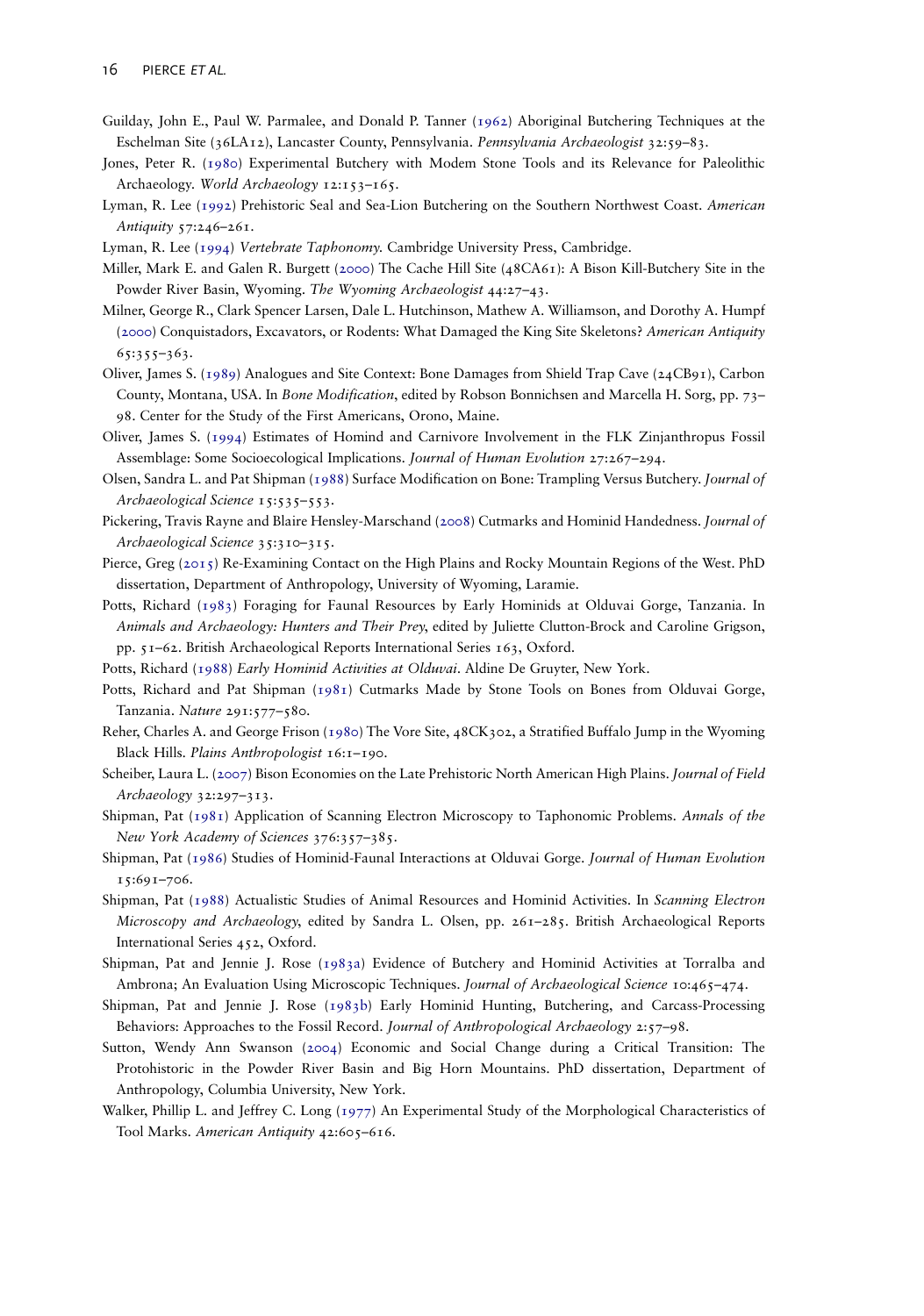Guilday, John E., Paul W. Parmalee, and Donald P. Tanner (1962) Aboriginal Butchering Techniques at the Eschelman Site (36LA12), Lancaster County, Pennsylvania. *Pennsylvania Archaeologist* 32:59–83.

Jones, Peter R. (1980) Experimental Butchery with Modem Stone Tools and its Relevance for Paleolithic Archaeology. *World Archaeology* 12:153–165.

Lyman, R. Lee (1992) Prehistoric Seal and Sea-Lion Butchering on the Southern Northwest Coast. *American Antiquity* 57:246–261.

Lyman, R. Lee (1994) *Vertebrate Taphonomy.* Cambridge University Press, Cambridge.

Miller, Mark E. and Galen R. Burgett (2000) The Cache Hill Site (48CA61): A Bison Kill-Butchery Site in the Powder River Basin, Wyoming. *The Wyoming Archaeologist* 44:27–43.

Milner, George R., Clark Spencer Larsen, Dale L. Hutchinson, Mathew A. Williamson, and Dorothy A. Humpf (2000) Conquistadors, Excavators, or Rodents: What Damaged the King Site Skeletons? *American Antiquity* 65:355–363.

Oliver, James S. (1989) Analogues and Site Context: Bone Damages from Shield Trap Cave (24CB91), Carbon County, Montana, USA. In *Bone Modification*, edited by Robson Bonnichsen and Marcella H. Sorg, pp. 73–98. Center for the Study of the First Americans, Orono, Maine.

Oliver, James S. (1994) Estimates of Homind and Carnivore Involvement in the FLK Zinjanthropus Fossil Assemblage: Some Socioecological Implications. *Journal of Human Evolution* 27:267–294.

Olsen, Sandra L. and Pat Shipman (1988) Surface Modification on Bone: Trampling Versus Butchery. *Journal of Archaeological Science* 15:535–553.

Pickering, Travis Rayne and Blaire Hensley-Marschand (2008) Cutmarks and Hominid Handedness. *Journal of Archaeological Science* 35:310–315.

Pierce, Greg (2015) Re-Examining Contact on the High Plains and Rocky Mountain Regions of the West. PhD dissertation, Department of Anthropology, University of Wyoming, Laramie.

Potts, Richard (1983) Foraging for Faunal Resources by Early Hominids at Olduvai Gorge, Tanzania. In *Animals and Archaeology: Hunters and Their Prey*, edited by Juliette Clutton-Brock and Caroline Grigson, pp. 51–62. British Archaeological Reports International Series 163, Oxford.

Potts, Richard (1988) *Early Hominid Activities at Olduvai*. Aldine De Gruyter, New York.

Potts, Richard and Pat Shipman (1981) Cutmarks Made by Stone Tools on Bones from Olduvai Gorge, Tanzania. *Nature* 291:577–580.

Reher, Charles A. and George Frison (1980) The Vore Site, 48CK302, a Stratified Buffalo Jump in the Wyoming Black Hills. *Plains Anthropologist* 16:1–190.

Scheiber, Laura L. (2007) Bison Economies on the Late Prehistoric North American High Plains. *Journal of Field Archaeology* 32:297–313.

Shipman, Pat (1981) Application of Scanning Electron Microscopy to Taphonomic Problems. *Annals of the New York Academy of Sciences* 376:357–385.

Shipman, Pat (1986) Studies of Hominid-Faunal Interactions at Olduvai Gorge. *Journal of Human Evolution* 15:691–706.

Shipman, Pat (1988) Actualistic Studies of Animal Resources and Hominid Activities. In *Scanning Electron Microscopy and Archaeology*, edited by Sandra L. Olsen, pp. 261–285. British Archaeological Reports International Series 452, Oxford.

Shipman, Pat and Jennie J. Rose (1983a) Evidence of Butchery and Hominid Activities at Torralba and Ambrona; An Evaluation Using Microscopic Techniques. *Journal of Archaeological Science* 10:465–474.

Shipman, Pat and Jennie J. Rose (1983b) Early Hominid Hunting, Butchering, and Carcass-Processing Behaviors: Approaches to the Fossil Record. *Journal of Anthropological Archaeology* 2:57–98.

Sutton, Wendy Ann Swanson (2004) Economic and Social Change during a Critical Transition: The Protohistoric in the Powder River Basin and Big Horn Mountains. PhD dissertation, Department of Anthropology, Columbia University, New York.

Walker, Phillip L. and Jeffrey C. Long (1977) An Experimental Study of the Morphological Characteristics of Tool Marks. *American Antiquity* 42:605–616.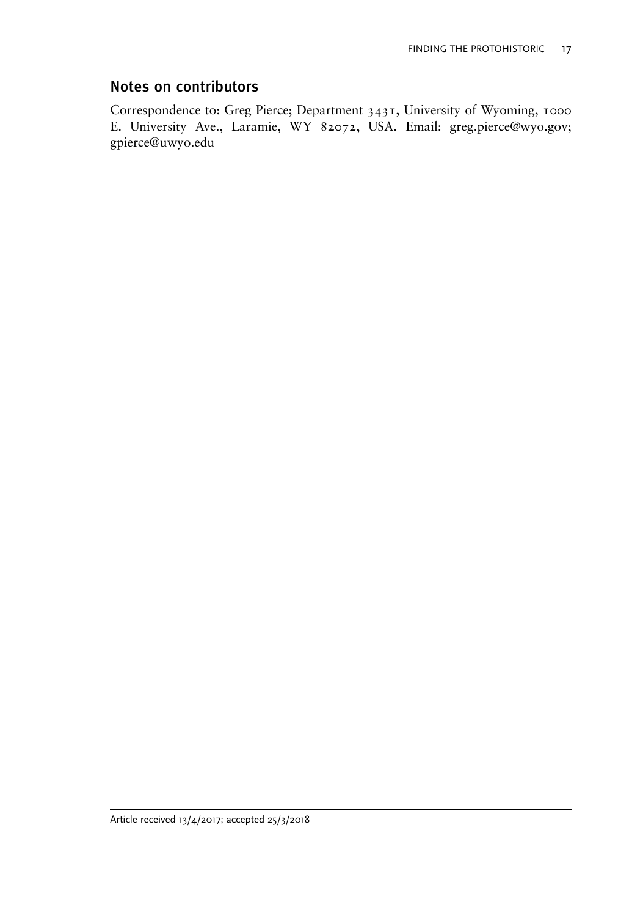## Notes on contributors

Correspondence to: Greg Pierce; Department 3431, University of Wyoming, 1000 E. University Ave., Laramie, WY 82072, USA. Email: greg.pierce@wyo.gov; gpierce@uwyo.edu

Article received 13/4/2017; accepted 25/3/2018